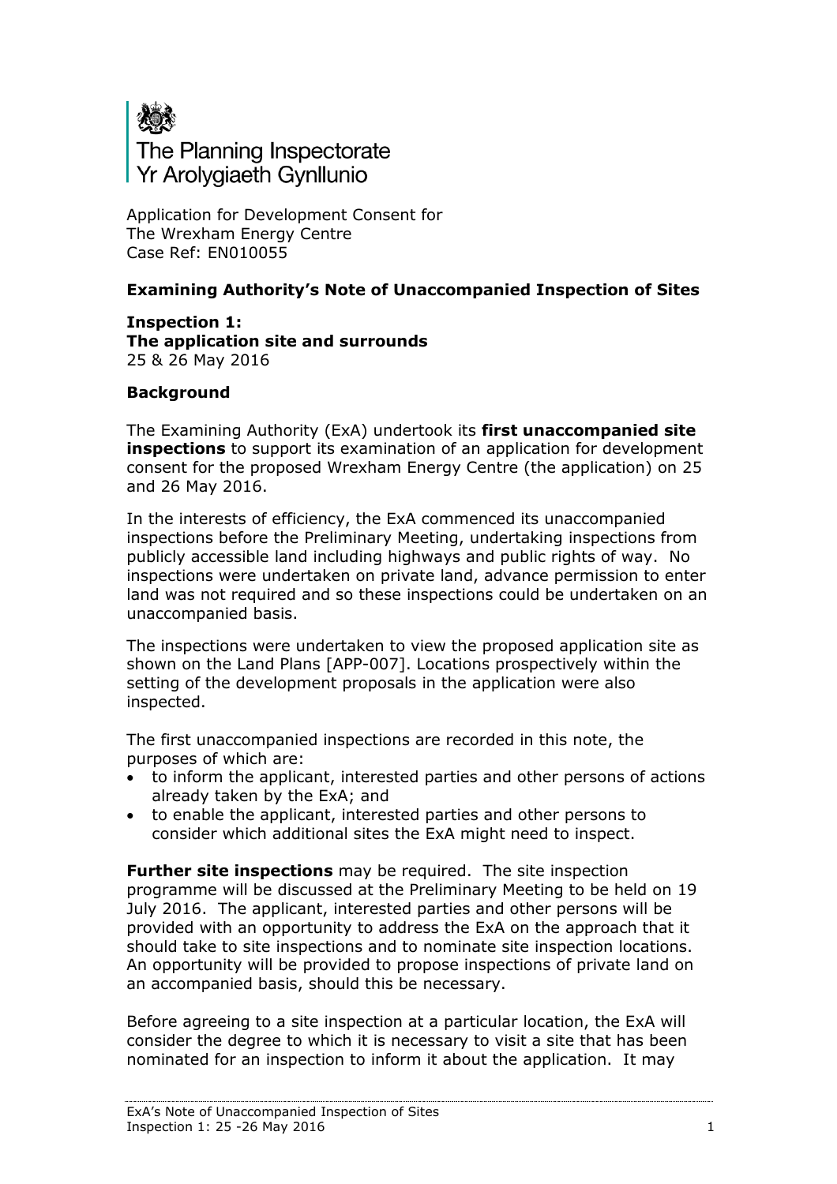The Planning Inspectorate
Yr Arolygiaeth Gynllunio

Application for Development Consent for
The Wrexham Energy Centre
Case Ref: EN010055

**Examining Authority's Note of Unaccompanied Inspection of Sites**

**Inspection 1:**
**The application site and surrounds**
25 & 26 May 2016

**Background**

The Examining Authority (ExA) undertook its **first unaccompanied site inspections** to support its examination of an application for development consent for the proposed Wrexham Energy Centre (the application) on 25 and 26 May 2016.

In the interests of efficiency, the ExA commenced its unaccompanied inspections before the Preliminary Meeting, undertaking inspections from publicly accessible land including highways and public rights of way. No inspections were undertaken on private land, advance permission to enter land was not required and so these inspections could be undertaken on an unaccompanied basis.

The inspections were undertaken to view the proposed application site as shown on the Land Plans [APP-007]. Locations prospectively within the setting of the development proposals in the application were also inspected.

The first unaccompanied inspections are recorded in this note, the purposes of which are:

- to inform the applicant, interested parties and other persons of actions already taken by the ExA; and
- to enable the applicant, interested parties and other persons to consider which additional sites the ExA might need to inspect.

**Further site inspections** may be required. The site inspection programme will be discussed at the Preliminary Meeting to be held on 19 July 2016. The applicant, interested parties and other persons will be provided with an opportunity to address the ExA on the approach that it should take to site inspections and to nominate site inspection locations. An opportunity will be provided to propose inspections of private land on an accompanied basis, should this be necessary.

Before agreeing to a site inspection at a particular location, the ExA will consider the degree to which it is necessary to visit a site that has been nominated for an inspection to inform it about the application. It may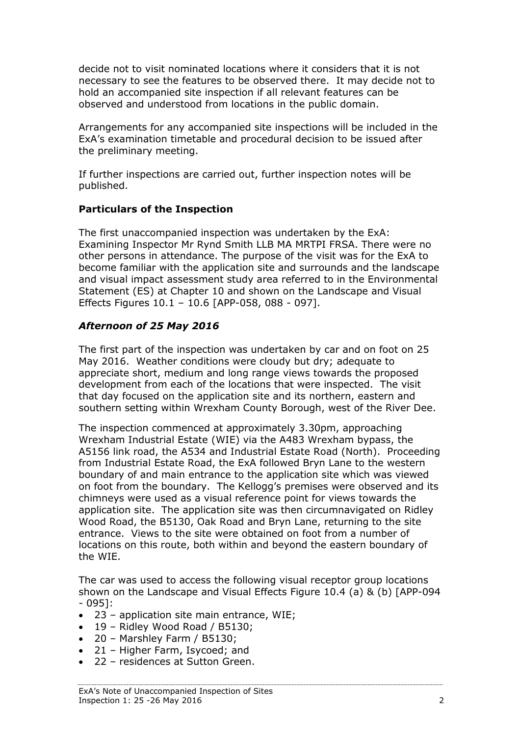decide not to visit nominated locations where it considers that it is not necessary to see the features to be observed there. It may decide not to hold an accompanied site inspection if all relevant features can be observed and understood from locations in the public domain.

Arrangements for any accompanied site inspections will be included in the ExA's examination timetable and procedural decision to be issued after the preliminary meeting.

If further inspections are carried out, further inspection notes will be published.

**Particulars of the Inspection**

The first unaccompanied inspection was undertaken by the ExA: Examining Inspector Mr Rynd Smith LLB MA MRTPI FRSA. There were no other persons in attendance. The purpose of the visit was for the ExA to become familiar with the application site and surrounds and the landscape and visual impact assessment study area referred to in the Environmental Statement (ES) at Chapter 10 and shown on the Landscape and Visual Effects Figures 10.1 – 10.6 [APP-058, 088 - 097].

***Afternoon of 25 May 2016***

The first part of the inspection was undertaken by car and on foot on 25 May 2016. Weather conditions were cloudy but dry; adequate to appreciate short, medium and long range views towards the proposed development from each of the locations that were inspected. The visit that day focused on the application site and its northern, eastern and southern setting within Wrexham County Borough, west of the River Dee.

The inspection commenced at approximately 3.30pm, approaching Wrexham Industrial Estate (WIE) via the A483 Wrexham bypass, the A5156 link road, the A534 and Industrial Estate Road (North). Proceeding from Industrial Estate Road, the ExA followed Bryn Lane to the western boundary of and main entrance to the application site which was viewed on foot from the boundary. The Kellogg's premises were observed and its chimneys were used as a visual reference point for views towards the application site. The application site was then circumnavigated on Ridley Wood Road, the B5130, Oak Road and Bryn Lane, returning to the site entrance. Views to the site were obtained on foot from a number of locations on this route, both within and beyond the eastern boundary of the WIE.

The car was used to access the following visual receptor group locations shown on the Landscape and Visual Effects Figure 10.4 (a) & (b) [APP-094 - 095]:

- 23 – application site main entrance, WIE;
- 19 – Ridley Wood Road / B5130;
- 20 – Marshley Farm / B5130;
- 21 – Higher Farm, Isycoed; and
- 22 – residences at Sutton Green.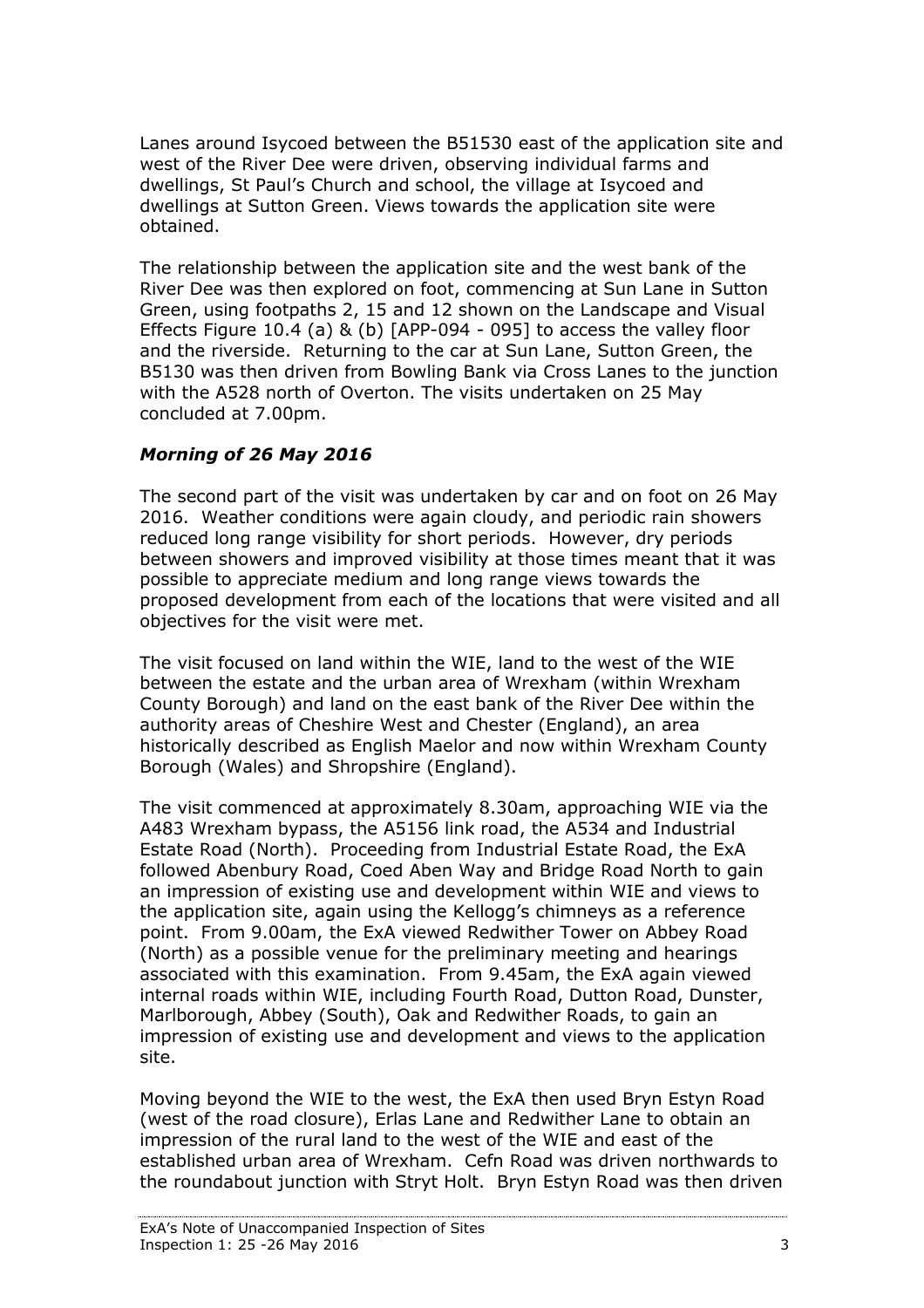Lanes around Isycoed between the B51530 east of the application site and west of the River Dee were driven, observing individual farms and dwellings, St Paul's Church and school, the village at Isycoed and dwellings at Sutton Green. Views towards the application site were obtained.

The relationship between the application site and the west bank of the River Dee was then explored on foot, commencing at Sun Lane in Sutton Green, using footpaths 2, 15 and 12 shown on the Landscape and Visual Effects Figure 10.4 (a) & (b) [APP-094 - 095] to access the valley floor and the riverside. Returning to the car at Sun Lane, Sutton Green, the B5130 was then driven from Bowling Bank via Cross Lanes to the junction with the A528 north of Overton. The visits undertaken on 25 May concluded at 7.00pm.

### ***Morning of 26 May 2016***

The second part of the visit was undertaken by car and on foot on 26 May 2016. Weather conditions were again cloudy, and periodic rain showers reduced long range visibility for short periods. However, dry periods between showers and improved visibility at those times meant that it was possible to appreciate medium and long range views towards the proposed development from each of the locations that were visited and all objectives for the visit were met.

The visit focused on land within the WIE, land to the west of the WIE between the estate and the urban area of Wrexham (within Wrexham County Borough) and land on the east bank of the River Dee within the authority areas of Cheshire West and Chester (England), an area historically described as English Maelor and now within Wrexham County Borough (Wales) and Shropshire (England).

The visit commenced at approximately 8.30am, approaching WIE via the A483 Wrexham bypass, the A5156 link road, the A534 and Industrial Estate Road (North). Proceeding from Industrial Estate Road, the ExA followed Abenbury Road, Coed Aben Way and Bridge Road North to gain an impression of existing use and development within WIE and views to the application site, again using the Kellogg's chimneys as a reference point. From 9.00am, the ExA viewed Redwither Tower on Abbey Road (North) as a possible venue for the preliminary meeting and hearings associated with this examination. From 9.45am, the ExA again viewed internal roads within WIE, including Fourth Road, Dutton Road, Dunster, Marlborough, Abbey (South), Oak and Redwither Roads, to gain an impression of existing use and development and views to the application site.

Moving beyond the WIE to the west, the ExA then used Bryn Estyn Road (west of the road closure), Erlas Lane and Redwither Lane to obtain an impression of the rural land to the west of the WIE and east of the established urban area of Wrexham. Cefn Road was driven northwards to the roundabout junction with Stryt Holt. Bryn Estyn Road was then driven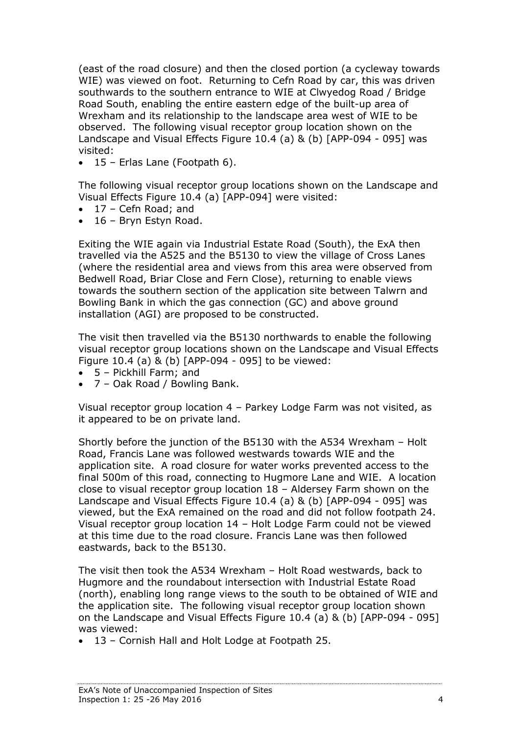(east of the road closure) and then the closed portion (a cycleway towards WIE) was viewed on foot. Returning to Cefn Road by car, this was driven southwards to the southern entrance to WIE at Clwyedog Road / Bridge Road South, enabling the entire eastern edge of the built-up area of Wrexham and its relationship to the landscape area west of WIE to be observed. The following visual receptor group location shown on the Landscape and Visual Effects Figure 10.4 (a) & (b) [APP-094 - 095] was visited:

- 15 – Erlas Lane (Footpath 6).

The following visual receptor group locations shown on the Landscape and Visual Effects Figure 10.4 (a) [APP-094] were visited:

- 17 – Cefn Road; and
- 16 – Bryn Estyn Road.

Exiting the WIE again via Industrial Estate Road (South), the ExA then travelled via the A525 and the B5130 to view the village of Cross Lanes (where the residential area and views from this area were observed from Bedwell Road, Briar Close and Fern Close), returning to enable views towards the southern section of the application site between Talwrn and Bowling Bank in which the gas connection (GC) and above ground installation (AGI) are proposed to be constructed.

The visit then travelled via the B5130 northwards to enable the following visual receptor group locations shown on the Landscape and Visual Effects Figure 10.4 (a) & (b) [APP-094 - 095] to be viewed:

- 5 – Pickhill Farm; and
- 7 – Oak Road / Bowling Bank.

Visual receptor group location 4 – Parkey Lodge Farm was not visited, as it appeared to be on private land.

Shortly before the junction of the B5130 with the A534 Wrexham – Holt Road, Francis Lane was followed westwards towards WIE and the application site. A road closure for water works prevented access to the final 500m of this road, connecting to Hugmore Lane and WIE. A location close to visual receptor group location 18 – Aldersey Farm shown on the Landscape and Visual Effects Figure 10.4 (a) & (b) [APP-094 - 095] was viewed, but the ExA remained on the road and did not follow footpath 24. Visual receptor group location 14 – Holt Lodge Farm could not be viewed at this time due to the road closure. Francis Lane was then followed eastwards, back to the B5130.

The visit then took the A534 Wrexham – Holt Road westwards, back to Hugmore and the roundabout intersection with Industrial Estate Road (north), enabling long range views to the south to be obtained of WIE and the application site. The following visual receptor group location shown on the Landscape and Visual Effects Figure 10.4 (a) & (b) [APP-094 - 095] was viewed:

- 13 – Cornish Hall and Holt Lodge at Footpath 25.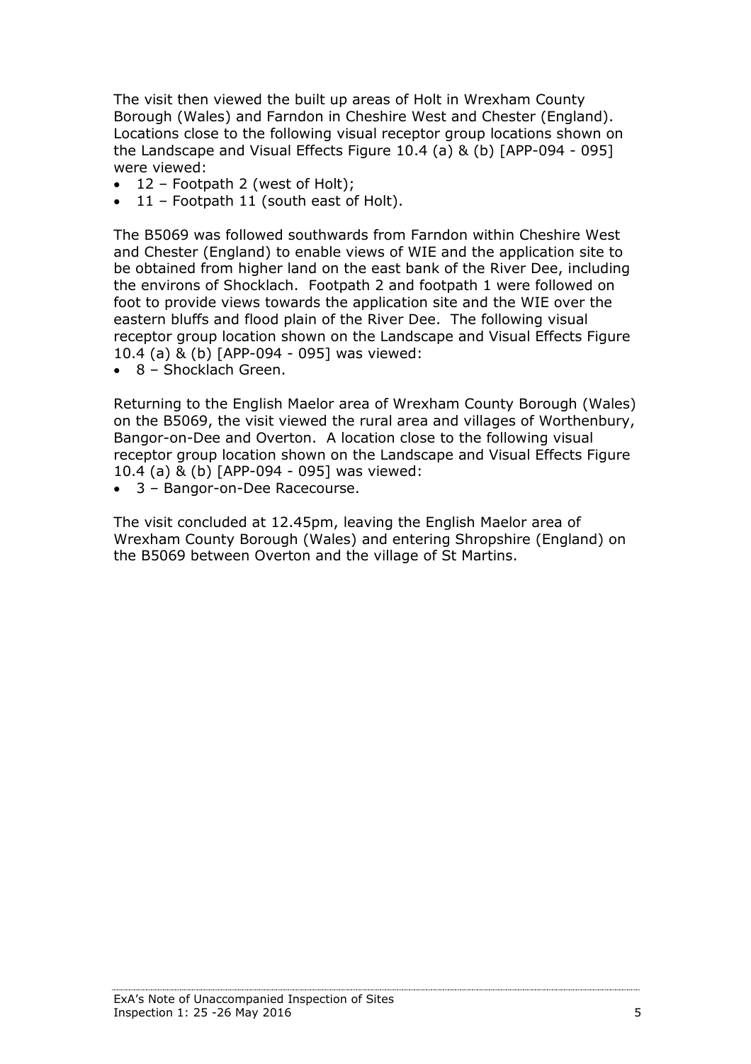The visit then viewed the built up areas of Holt in Wrexham County Borough (Wales) and Farndon in Cheshire West and Chester (England). Locations close to the following visual receptor group locations shown on the Landscape and Visual Effects Figure 10.4 (a) & (b) [APP-094 - 095] were viewed:

- 12 – Footpath 2 (west of Holt);
- 11 – Footpath 11 (south east of Holt).

The B5069 was followed southwards from Farndon within Cheshire West and Chester (England) to enable views of WIE and the application site to be obtained from higher land on the east bank of the River Dee, including the environs of Shocklach. Footpath 2 and footpath 1 were followed on foot to provide views towards the application site and the WIE over the eastern bluffs and flood plain of the River Dee. The following visual receptor group location shown on the Landscape and Visual Effects Figure 10.4 (a) & (b) [APP-094 - 095] was viewed:

- 8 – Shocklach Green.

Returning to the English Maelor area of Wrexham County Borough (Wales) on the B5069, the visit viewed the rural area and villages of Worthenbury, Bangor-on-Dee and Overton. A location close to the following visual receptor group location shown on the Landscape and Visual Effects Figure 10.4 (a) & (b) [APP-094 - 095] was viewed:

- 3 – Bangor-on-Dee Racecourse.

The visit concluded at 12.45pm, leaving the English Maelor area of Wrexham County Borough (Wales) and entering Shropshire (England) on the B5069 between Overton and the village of St Martins.